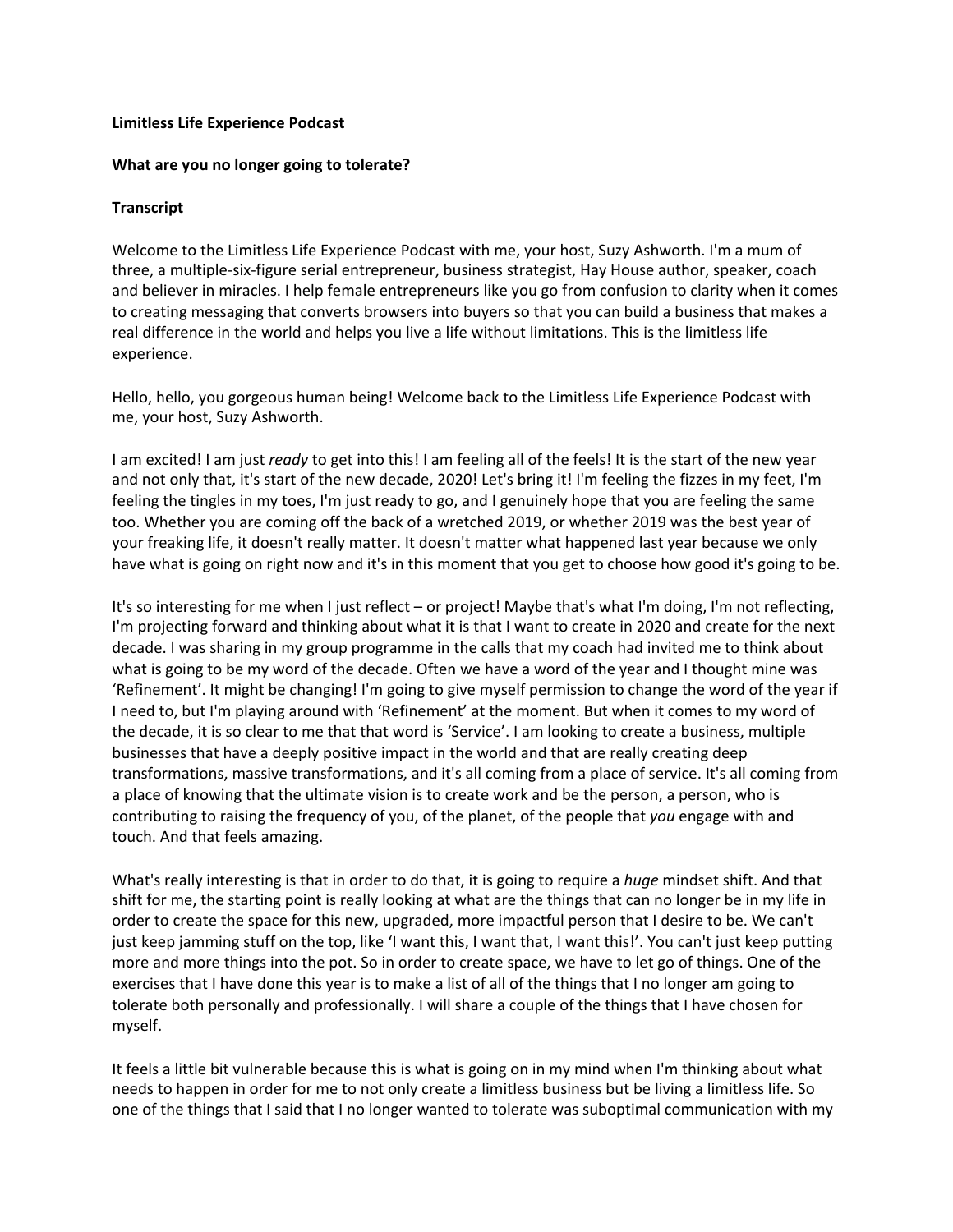**Limitless Life Experience Podcast**

**What are you no longer going to tolerate?**

**Transcript**

Welcome to the Limitless Life Experience Podcast with me, your host, Suzy Ashworth. I'm a mum of three, a multiple-six-figure serial entrepreneur, business strategist, Hay House author, speaker, coach and believer in miracles. I help female entrepreneurs like you go from confusion to clarity when it comes to creating messaging that converts browsers into buyers so that you can build a business that makes a real difference in the world and helps you live a life without limitations. This is the limitless life experience.

Hello, hello, you gorgeous human being! Welcome back to the Limitless Life Experience Podcast with me, your host, Suzy Ashworth.

I am excited! I am just *ready* to get into this! I am feeling all of the feels! It is the start of the new year and not only that, it's start of the new decade, 2020! Let's bring it! I'm feeling the fizzes in my feet, I'm feeling the tingles in my toes, I'm just ready to go, and I genuinely hope that you are feeling the same too. Whether you are coming off the back of a wretched 2019, or whether 2019 was the best year of your freaking life, it doesn't really matter. It doesn't matter what happened last year because we only have what is going on right now and it's in this moment that you get to choose how good it's going to be.

It's so interesting for me when I just reflect – or project! Maybe that's what I'm doing, I'm not reflecting, I'm projecting forward and thinking about what it is that I want to create in 2020 and create for the next decade. I was sharing in my group programme in the calls that my coach had invited me to think about what is going to be my word of the decade. Often we have a word of the year and I thought mine was 'Refinement'. It might be changing! I'm going to give myself permission to change the word of the year if I need to, but I'm playing around with 'Refinement' at the moment. But when it comes to my word of the decade, it is so clear to me that that word is 'Service'. I am looking to create a business, multiple businesses that have a deeply positive impact in the world and that are really creating deep transformations, massive transformations, and it's all coming from a place of service. It's all coming from a place of knowing that the ultimate vision is to create work and be the person, a person, who is contributing to raising the frequency of you, of the planet, of the people that *you* engage with and touch. And that feels amazing.

What's really interesting is that in order to do that, it is going to require a *huge* mindset shift. And that shift for me, the starting point is really looking at what are the things that can no longer be in my life in order to create the space for this new, upgraded, more impactful person that I desire to be. We can't just keep jamming stuff on the top, like 'I want this, I want that, I want this!'. You can't just keep putting more and more things into the pot. So in order to create space, we have to let go of things. One of the exercises that I have done this year is to make a list of all of the things that I no longer am going to tolerate both personally and professionally. I will share a couple of the things that I have chosen for myself.

It feels a little bit vulnerable because this is what is going on in my mind when I'm thinking about what needs to happen in order for me to not only create a limitless business but be living a limitless life. So one of the things that I said that I no longer wanted to tolerate was suboptimal communication with my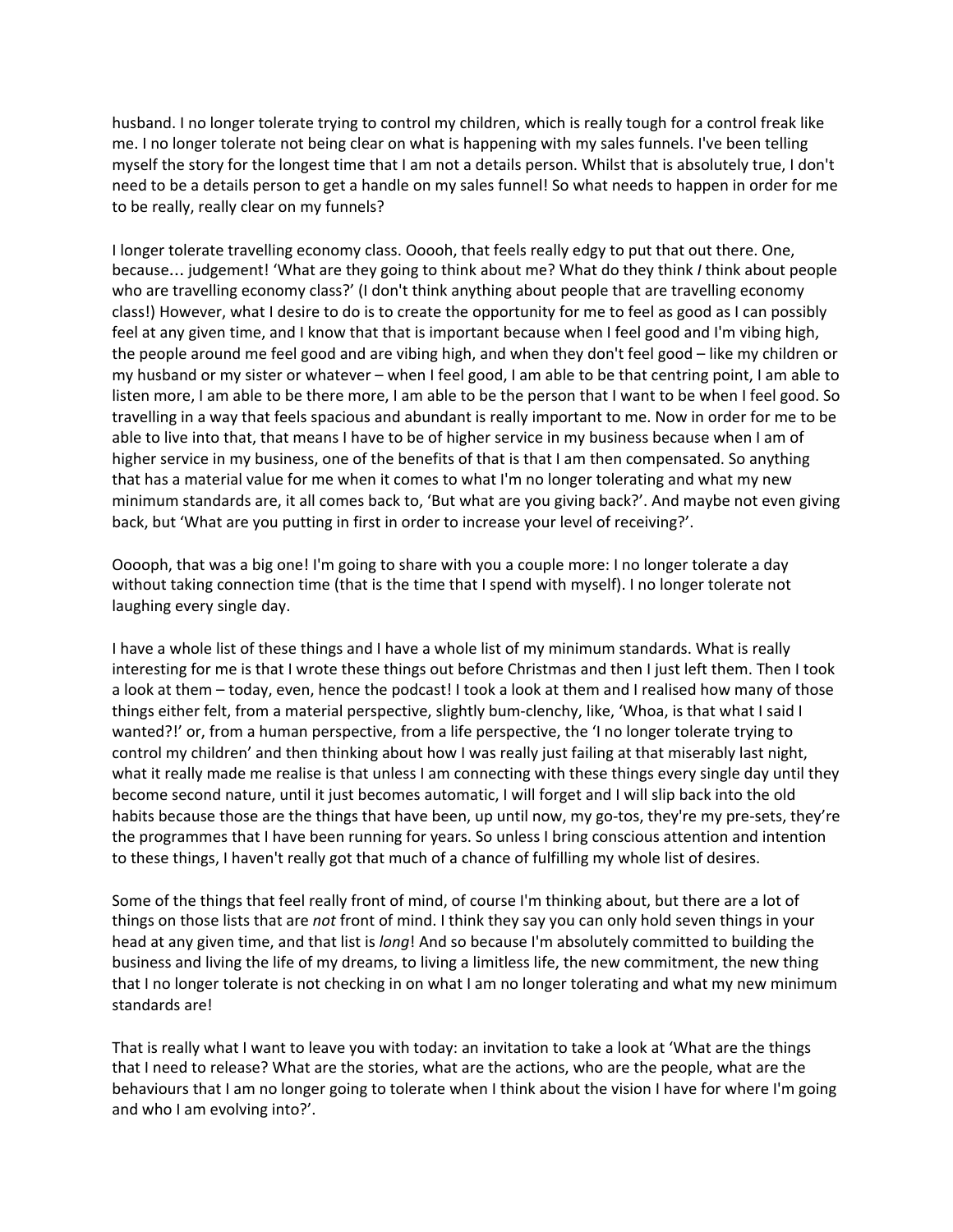husband. I no longer tolerate trying to control my children, which is really tough for a control freak like me. I no longer tolerate not being clear on what is happening with my sales funnels. I've been telling myself the story for the longest time that I am not a details person. Whilst that is absolutely true, I don't need to be a details person to get a handle on my sales funnel! So what needs to happen in order for me to be really, really clear on my funnels?

I longer tolerate travelling economy class. Ooooh, that feels really edgy to put that out there. One, because… judgement! 'What are they going to think about me? What do they think *I* think about people who are travelling economy class?' (I don't think anything about people that are travelling economy class!) However, what I desire to do is to create the opportunity for me to feel as good as I can possibly feel at any given time, and I know that that is important because when I feel good and I'm vibing high, the people around me feel good and are vibing high, and when they don't feel good – like my children or my husband or my sister or whatever – when I feel good, I am able to be that centring point, I am able to listen more, I am able to be there more, I am able to be the person that I want to be when I feel good. So travelling in a way that feels spacious and abundant is really important to me. Now in order for me to be able to live into that, that means I have to be of higher service in my business because when I am of higher service in my business, one of the benefits of that is that I am then compensated. So anything that has a material value for me when it comes to what I'm no longer tolerating and what my new minimum standards are, it all comes back to, 'But what are you giving back?'. And maybe not even giving back, but 'What are you putting in first in order to increase your level of receiving?'.

Ooooph, that was a big one! I'm going to share with you a couple more: I no longer tolerate a day without taking connection time (that is the time that I spend with myself). I no longer tolerate not laughing every single day.

I have a whole list of these things and I have a whole list of my minimum standards. What is really interesting for me is that I wrote these things out before Christmas and then I just left them. Then I took a look at them – today, even, hence the podcast! I took a look at them and I realised how many of those things either felt, from a material perspective, slightly bum-clenchy, like, 'Whoa, is that what I said I wanted?!' or, from a human perspective, from a life perspective, the 'I no longer tolerate trying to control my children' and then thinking about how I was really just failing at that miserably last night, what it really made me realise is that unless I am connecting with these things every single day until they become second nature, until it just becomes automatic, I will forget and I will slip back into the old habits because those are the things that have been, up until now, my go-tos, they're my pre-sets, they're the programmes that I have been running for years. So unless I bring conscious attention and intention to these things, I haven't really got that much of a chance of fulfilling my whole list of desires.

Some of the things that feel really front of mind, of course I'm thinking about, but there are a lot of things on those lists that are *not* front of mind. I think they say you can only hold seven things in your head at any given time, and that list is *long*! And so because I'm absolutely committed to building the business and living the life of my dreams, to living a limitless life, the new commitment, the new thing that I no longer tolerate is not checking in on what I am no longer tolerating and what my new minimum standards are!

That is really what I want to leave you with today: an invitation to take a look at 'What are the things that I need to release? What are the stories, what are the actions, who are the people, what are the behaviours that I am no longer going to tolerate when I think about the vision I have for where I'm going and who I am evolving into?'.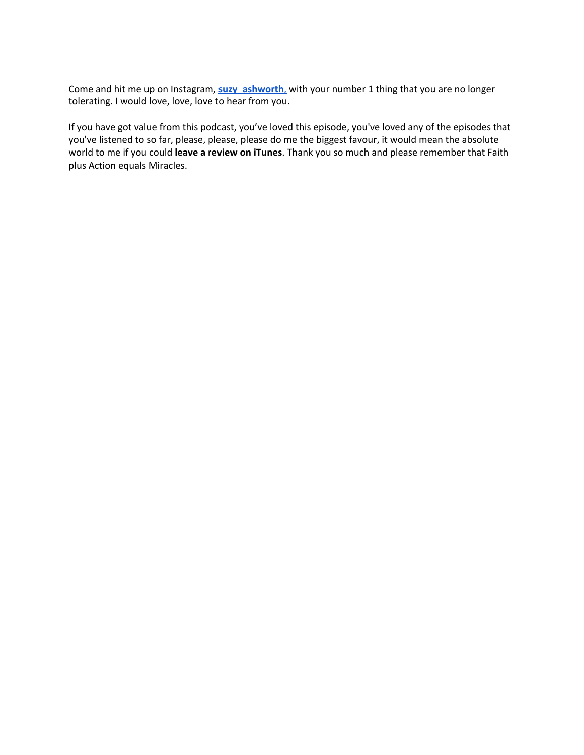Come and hit me up on Instagram, **suzy_ashworth,** with your number 1 thing that you are no longer tolerating. I would love, love, love to hear from you.

If you have got value from this podcast, you've loved this episode, you've loved any of the episodes that you've listened to so far, please, please, please do me the biggest favour, it would mean the absolute world to me if you could **leave a review on iTunes**. Thank you so much and please remember that Faith plus Action equals Miracles.